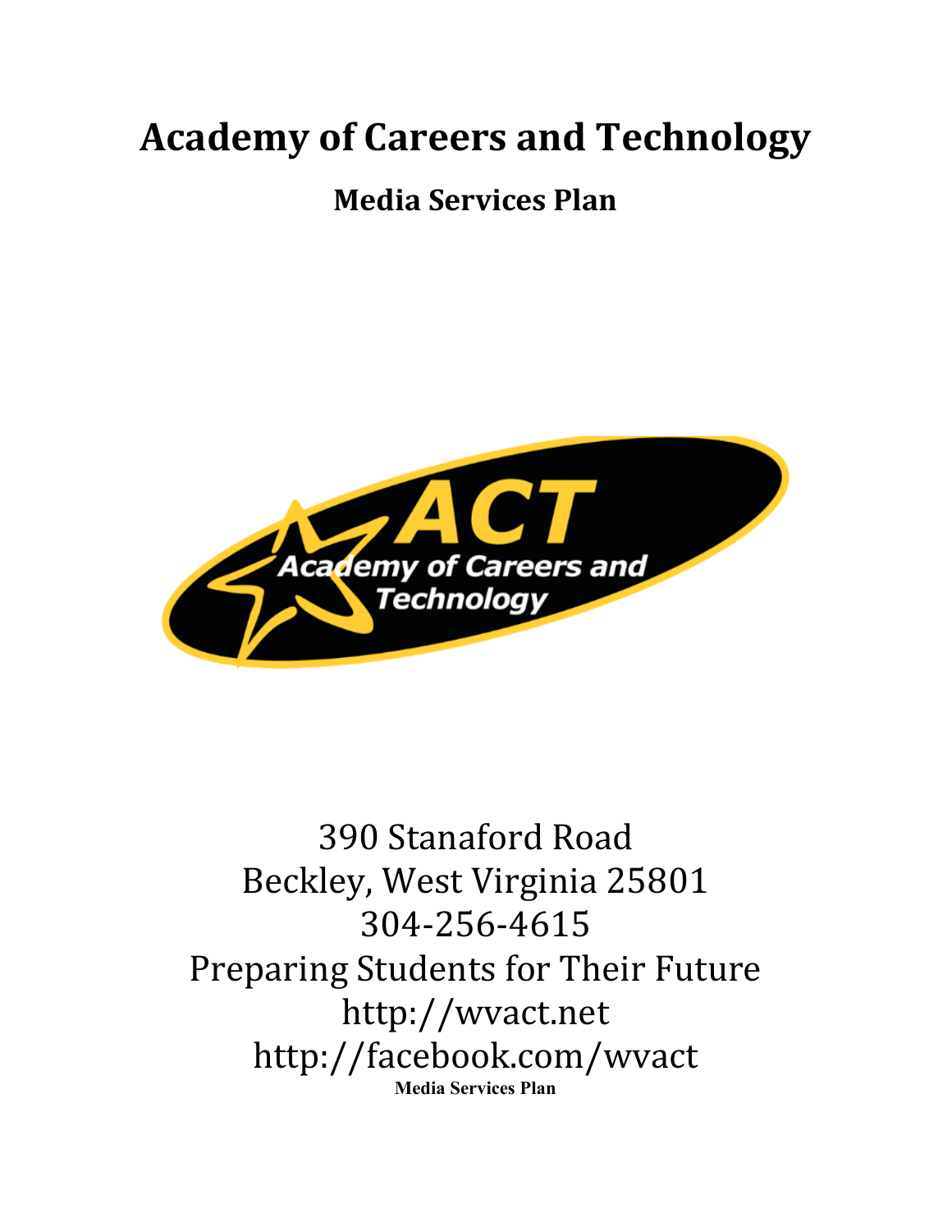# Academy of Careers and Technology

## Media Services Plan

390 Stanaford Road
Beckley, West Virginia 25801
304-256-4615
Preparing Students for Their Future
http://wvact.net
http://facebook.com/wvact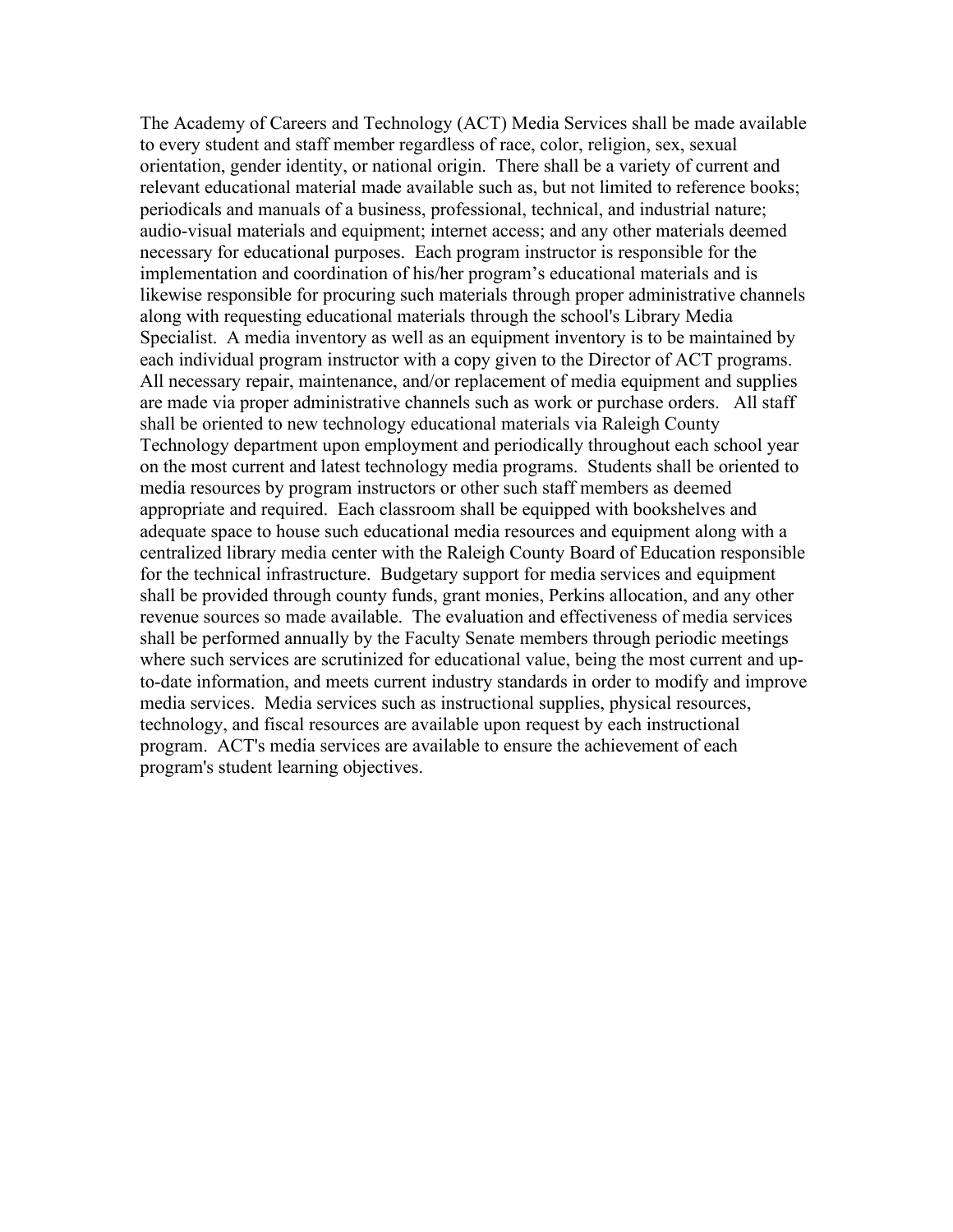The Academy of Careers and Technology (ACT) Media Services shall be made available to every student and staff member regardless of race, color, religion, sex, sexual orientation, gender identity, or national origin. There shall be a variety of current and relevant educational material made available such as, but not limited to reference books; periodicals and manuals of a business, professional, technical, and industrial nature; audio-visual materials and equipment; internet access; and any other materials deemed necessary for educational purposes. Each program instructor is responsible for the implementation and coordination of his/her program's educational materials and is likewise responsible for procuring such materials through proper administrative channels along with requesting educational materials through the school's Library Media Specialist. A media inventory as well as an equipment inventory is to be maintained by each individual program instructor with a copy given to the Director of ACT programs. All necessary repair, maintenance, and/or replacement of media equipment and supplies are made via proper administrative channels such as work or purchase orders. All staff shall be oriented to new technology educational materials via Raleigh County Technology department upon employment and periodically throughout each school year on the most current and latest technology media programs. Students shall be oriented to media resources by program instructors or other such staff members as deemed appropriate and required. Each classroom shall be equipped with bookshelves and adequate space to house such educational media resources and equipment along with a centralized library media center with the Raleigh County Board of Education responsible for the technical infrastructure. Budgetary support for media services and equipment shall be provided through county funds, grant monies, Perkins allocation, and any other revenue sources so made available. The evaluation and effectiveness of media services shall be performed annually by the Faculty Senate members through periodic meetings where such services are scrutinized for educational value, being the most current and up-to-date information, and meets current industry standards in order to modify and improve media services. Media services such as instructional supplies, physical resources, technology, and fiscal resources are available upon request by each instructional program. ACT's media services are available to ensure the achievement of each program's student learning objectives.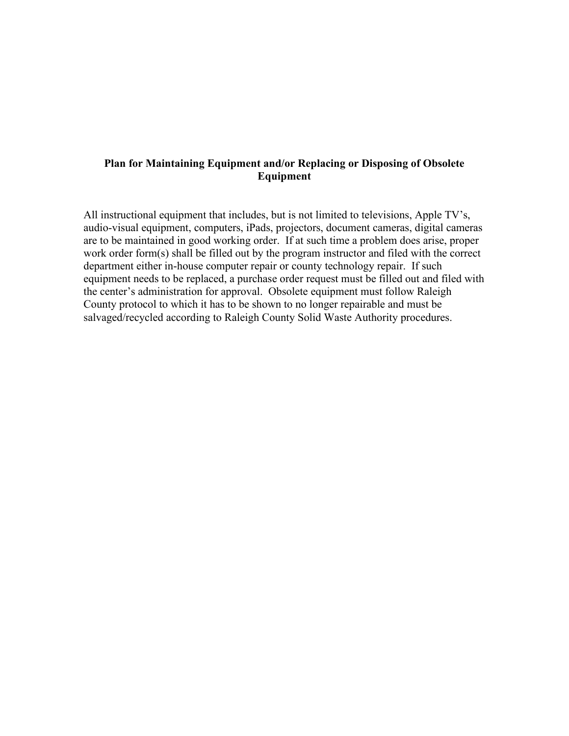## Plan for Maintaining Equipment and/or Replacing or Disposing of Obsolete Equipment

All instructional equipment that includes, but is not limited to televisions, Apple TV's, audio-visual equipment, computers, iPads, projectors, document cameras, digital cameras are to be maintained in good working order. If at such time a problem does arise, proper work order form(s) shall be filled out by the program instructor and filed with the correct department either in-house computer repair or county technology repair. If such equipment needs to be replaced, a purchase order request must be filled out and filed with the center's administration for approval. Obsolete equipment must follow Raleigh County protocol to which it has to be shown to no longer repairable and must be salvaged/recycled according to Raleigh County Solid Waste Authority procedures.